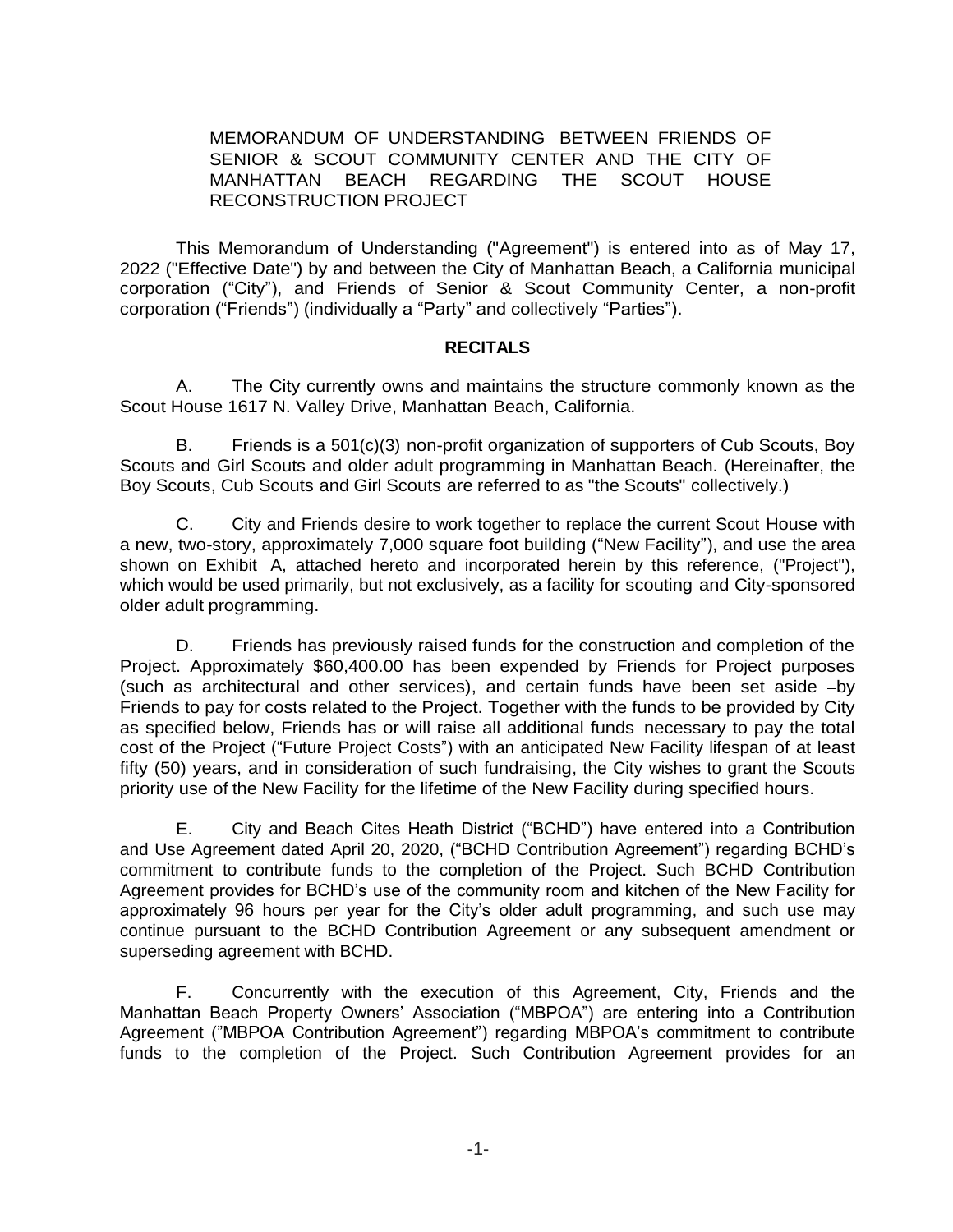MEMORANDUM OF UNDERSTANDING BETWEEN FRIENDS OF SENIOR & SCOUT COMMUNITY CENTER AND THE CITY OF MANHATTAN BEACH REGARDING THE SCOUT HOUSE RECONSTRUCTION PROJECT

This Memorandum of Understanding ("Agreement") is entered into as of May 17, 2022 ("Effective Date") by and between the City of Manhattan Beach, a California municipal corporation ("City"), and Friends of Senior & Scout Community Center, a non-profit corporation ("Friends") (individually a "Party" and collectively "Parties").

## RECITALS

A. The City currently owns and maintains the structure commonly known as the Scout House 1617 N. Valley Drive, Manhattan Beach, California.

B. Friends is a 501(c)(3) non-profit organization of supporters of Cub Scouts, Boy Scouts and Girl Scouts and older adult programming in Manhattan Beach. (Hereinafter, the Boy Scouts, Cub Scouts and Girl Scouts are referred to as "the Scouts" collectively.)

C. City and Friends desire to work together to replace the current Scout House with a new, two-story, approximately 7,000 square foot building ("New Facility"), and use the area shown on Exhibit A, attached hereto and incorporated herein by this reference, ("Project"), which would be used primarily, but not exclusively, as a facility for scouting and City-sponsored older adult programming.

D. Friends has previously raised funds for the construction and completion of the Project. Approximately $60,400.00 has been expended by Friends for Project purposes (such as architectural and other services), and certain funds have been set aside –by Friends to pay for costs related to the Project. Together with the funds to be provided by City as specified below, Friends has or will raise all additional funds necessary to pay the total cost of the Project ("Future Project Costs") with an anticipated New Facility lifespan of at least fifty (50) years, and in consideration of such fundraising, the City wishes to grant the Scouts priority use of the New Facility for the lifetime of the New Facility during specified hours.

E. City and Beach Cites Heath District ("BCHD") have entered into a Contribution and Use Agreement dated April 20, 2020, ("BCHD Contribution Agreement") regarding BCHD's commitment to contribute funds to the completion of the Project. Such BCHD Contribution Agreement provides for BCHD's use of the community room and kitchen of the New Facility for approximately 96 hours per year for the City's older adult programming, and such use may continue pursuant to the BCHD Contribution Agreement or any subsequent amendment or superseding agreement with BCHD.

F. Concurrently with the execution of this Agreement, City, Friends and the Manhattan Beach Property Owners' Association ("MBPOA") are entering into a Contribution Agreement ("MBPOA Contribution Agreement") regarding MBPOA's commitment to contribute funds to the completion of the Project. Such Contribution Agreement provides for an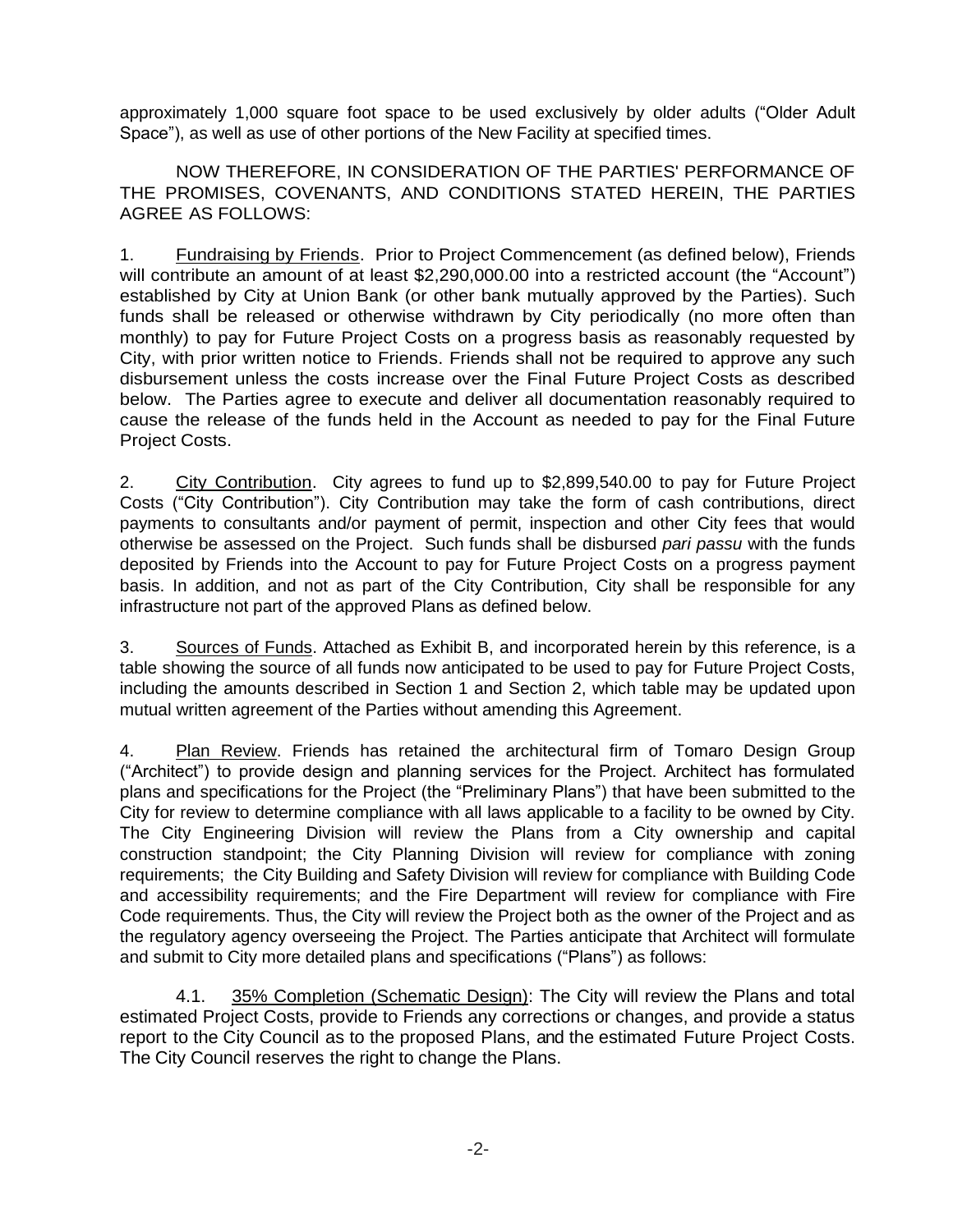approximately 1,000 square foot space to be used exclusively by older adults ("Older Adult Space"), as well as use of other portions of the New Facility at specified times.

NOW THEREFORE, IN CONSIDERATION OF THE PARTIES' PERFORMANCE OF THE PROMISES, COVENANTS, AND CONDITIONS STATED HEREIN, THE PARTIES AGREE AS FOLLOWS:

1. Fundraising by Friends. Prior to Project Commencement (as defined below), Friends will contribute an amount of at least $2,290,000.00 into a restricted account (the "Account") established by City at Union Bank (or other bank mutually approved by the Parties). Such funds shall be released or otherwise withdrawn by City periodically (no more often than monthly) to pay for Future Project Costs on a progress basis as reasonably requested by City, with prior written notice to Friends. Friends shall not be required to approve any such disbursement unless the costs increase over the Final Future Project Costs as described below. The Parties agree to execute and deliver all documentation reasonably required to cause the release of the funds held in the Account as needed to pay for the Final Future Project Costs.

2. City Contribution. City agrees to fund up to $2,899,540.00 to pay for Future Project Costs ("City Contribution"). City Contribution may take the form of cash contributions, direct payments to consultants and/or payment of permit, inspection and other City fees that would otherwise be assessed on the Project. Such funds shall be disbursed *pari passu* with the funds deposited by Friends into the Account to pay for Future Project Costs on a progress payment basis. In addition, and not as part of the City Contribution, City shall be responsible for any infrastructure not part of the approved Plans as defined below.

3. Sources of Funds. Attached as Exhibit B, and incorporated herein by this reference, is a table showing the source of all funds now anticipated to be used to pay for Future Project Costs, including the amounts described in Section 1 and Section 2, which table may be updated upon mutual written agreement of the Parties without amending this Agreement.

4. Plan Review. Friends has retained the architectural firm of Tomaro Design Group ("Architect") to provide design and planning services for the Project. Architect has formulated plans and specifications for the Project (the "Preliminary Plans") that have been submitted to the City for review to determine compliance with all laws applicable to a facility to be owned by City. The City Engineering Division will review the Plans from a City ownership and capital construction standpoint; the City Planning Division will review for compliance with zoning requirements; the City Building and Safety Division will review for compliance with Building Code and accessibility requirements; and the Fire Department will review for compliance with Fire Code requirements. Thus, the City will review the Project both as the owner of the Project and as the regulatory agency overseeing the Project. The Parties anticipate that Architect will formulate and submit to City more detailed plans and specifications ("Plans") as follows:

4.1. 35% Completion (Schematic Design): The City will review the Plans and total estimated Project Costs, provide to Friends any corrections or changes, and provide a status report to the City Council as to the proposed Plans, and the estimated Future Project Costs. The City Council reserves the right to change the Plans.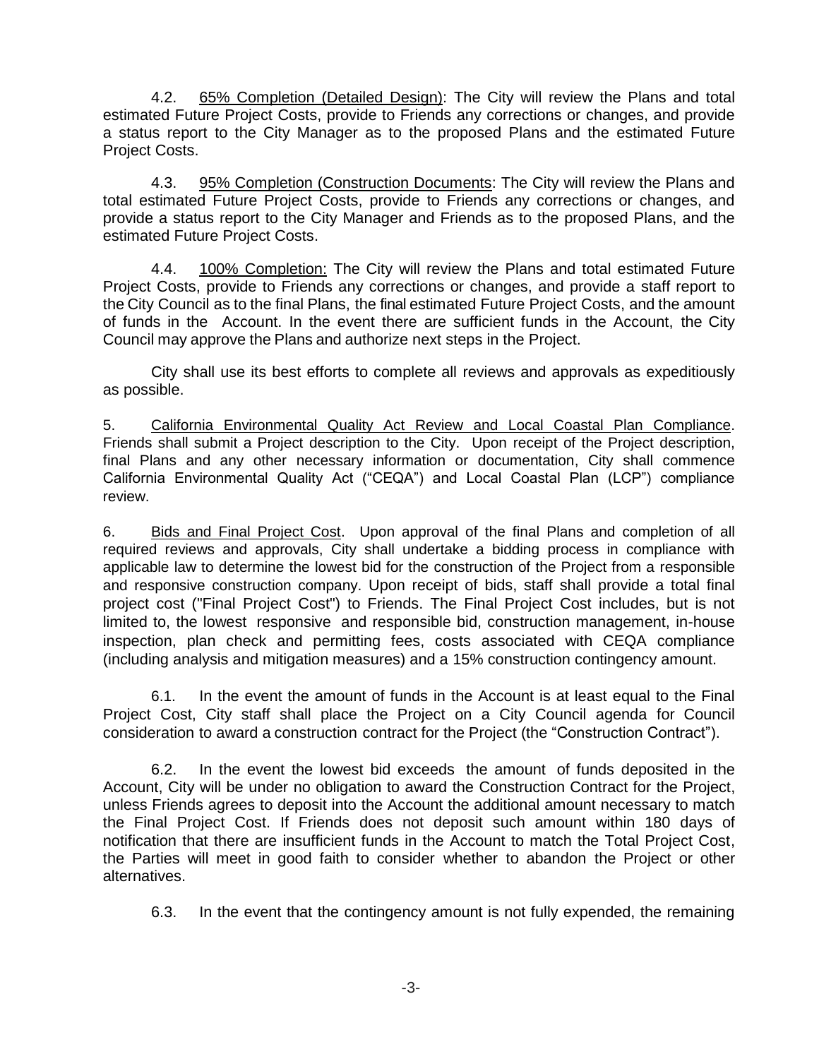4.2. 65% Completion (Detailed Design): The City will review the Plans and total estimated Future Project Costs, provide to Friends any corrections or changes, and provide a status report to the City Manager as to the proposed Plans and the estimated Future Project Costs.

4.3. 95% Completion (Construction Documents: The City will review the Plans and total estimated Future Project Costs, provide to Friends any corrections or changes, and provide a status report to the City Manager and Friends as to the proposed Plans, and the estimated Future Project Costs.

4.4. 100% Completion: The City will review the Plans and total estimated Future Project Costs, provide to Friends any corrections or changes, and provide a staff report to the City Council as to the final Plans, the final estimated Future Project Costs, and the amount of funds in the Account. In the event there are sufficient funds in the Account, the City Council may approve the Plans and authorize next steps in the Project.

City shall use its best efforts to complete all reviews and approvals as expeditiously as possible.

5. California Environmental Quality Act Review and Local Coastal Plan Compliance. Friends shall submit a Project description to the City. Upon receipt of the Project description, final Plans and any other necessary information or documentation, City shall commence California Environmental Quality Act ("CEQA") and Local Coastal Plan (LCP") compliance review.

6. Bids and Final Project Cost. Upon approval of the final Plans and completion of all required reviews and approvals, City shall undertake a bidding process in compliance with applicable law to determine the lowest bid for the construction of the Project from a responsible and responsive construction company. Upon receipt of bids, staff shall provide a total final project cost ("Final Project Cost") to Friends. The Final Project Cost includes, but is not limited to, the lowest responsive and responsible bid, construction management, in-house inspection, plan check and permitting fees, costs associated with CEQA compliance (including analysis and mitigation measures) and a 15% construction contingency amount.

6.1. In the event the amount of funds in the Account is at least equal to the Final Project Cost, City staff shall place the Project on a City Council agenda for Council consideration to award a construction contract for the Project (the "Construction Contract").

6.2. In the event the lowest bid exceeds the amount of funds deposited in the Account, City will be under no obligation to award the Construction Contract for the Project, unless Friends agrees to deposit into the Account the additional amount necessary to match the Final Project Cost. If Friends does not deposit such amount within 180 days of notification that there are insufficient funds in the Account to match the Total Project Cost, the Parties will meet in good faith to consider whether to abandon the Project or other alternatives.

6.3. In the event that the contingency amount is not fully expended, the remaining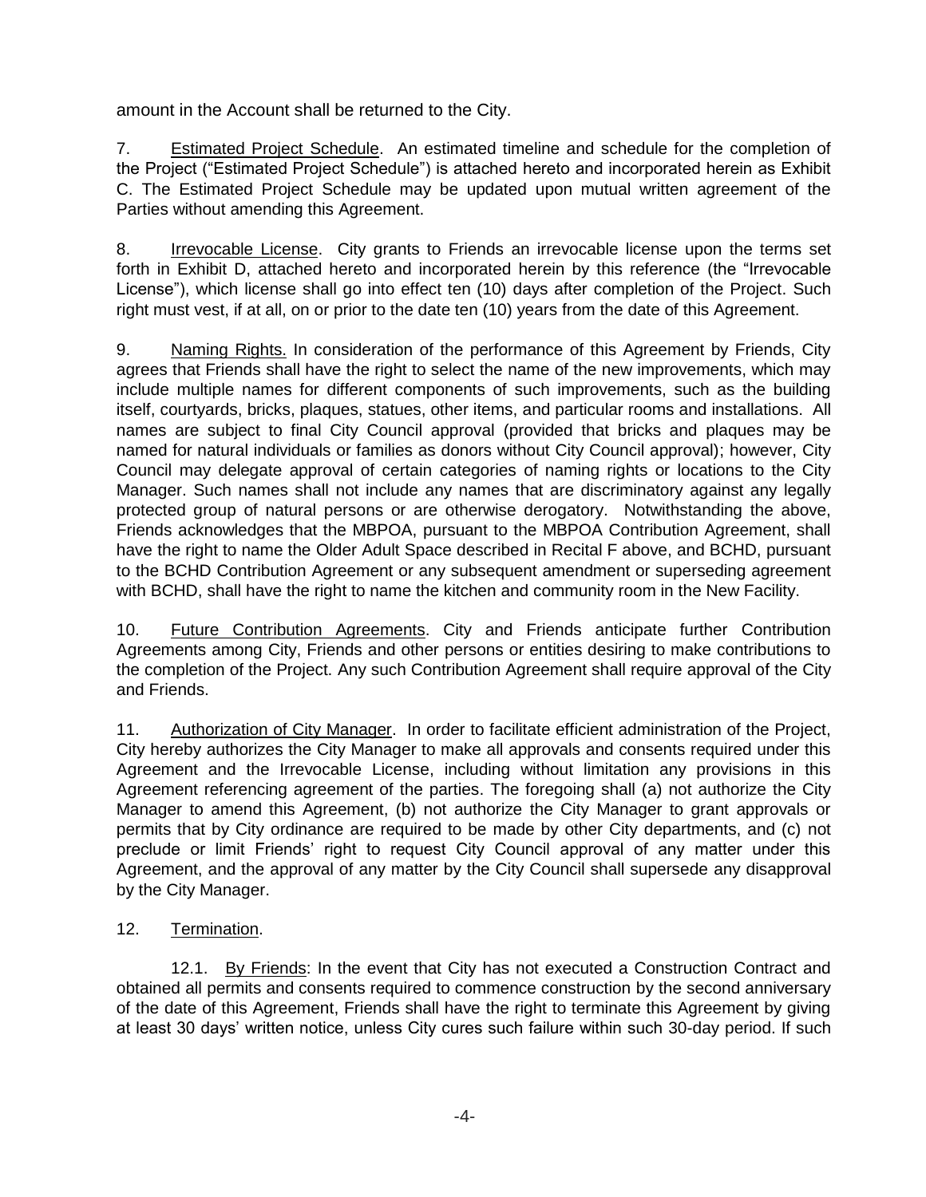amount in the Account shall be returned to the City.

7. Estimated Project Schedule. An estimated timeline and schedule for the completion of the Project ("Estimated Project Schedule") is attached hereto and incorporated herein as Exhibit C. The Estimated Project Schedule may be updated upon mutual written agreement of the Parties without amending this Agreement.

8. Irrevocable License. City grants to Friends an irrevocable license upon the terms set forth in Exhibit D, attached hereto and incorporated herein by this reference (the "Irrevocable License"), which license shall go into effect ten (10) days after completion of the Project. Such right must vest, if at all, on or prior to the date ten (10) years from the date of this Agreement.

9. Naming Rights. In consideration of the performance of this Agreement by Friends, City agrees that Friends shall have the right to select the name of the new improvements, which may include multiple names for different components of such improvements, such as the building itself, courtyards, bricks, plaques, statues, other items, and particular rooms and installations. All names are subject to final City Council approval (provided that bricks and plaques may be named for natural individuals or families as donors without City Council approval); however, City Council may delegate approval of certain categories of naming rights or locations to the City Manager. Such names shall not include any names that are discriminatory against any legally protected group of natural persons or are otherwise derogatory. Notwithstanding the above, Friends acknowledges that the MBPOA, pursuant to the MBPOA Contribution Agreement, shall have the right to name the Older Adult Space described in Recital F above, and BCHD, pursuant to the BCHD Contribution Agreement or any subsequent amendment or superseding agreement with BCHD, shall have the right to name the kitchen and community room in the New Facility.

10. Future Contribution Agreements. City and Friends anticipate further Contribution Agreements among City, Friends and other persons or entities desiring to make contributions to the completion of the Project. Any such Contribution Agreement shall require approval of the City and Friends.

11. Authorization of City Manager. In order to facilitate efficient administration of the Project, City hereby authorizes the City Manager to make all approvals and consents required under this Agreement and the Irrevocable License, including without limitation any provisions in this Agreement referencing agreement of the parties. The foregoing shall (a) not authorize the City Manager to amend this Agreement, (b) not authorize the City Manager to grant approvals or permits that by City ordinance are required to be made by other City departments, and (c) not preclude or limit Friends' right to request City Council approval of any matter under this Agreement, and the approval of any matter by the City Council shall supersede any disapproval by the City Manager.

12. Termination.

12.1. By Friends: In the event that City has not executed a Construction Contract and obtained all permits and consents required to commence construction by the second anniversary of the date of this Agreement, Friends shall have the right to terminate this Agreement by giving at least 30 days' written notice, unless City cures such failure within such 30-day period. If such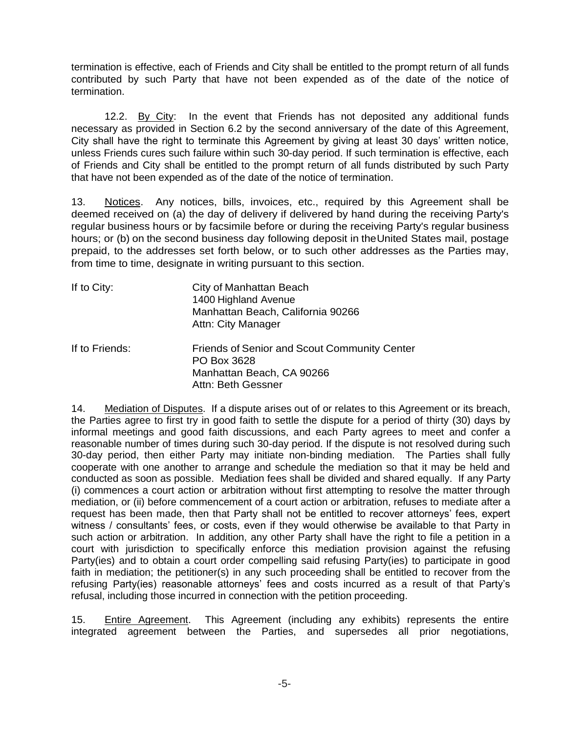termination is effective, each of Friends and City shall be entitled to the prompt return of all funds contributed by such Party that have not been expended as of the date of the notice of termination.

12.2. By City: In the event that Friends has not deposited any additional funds necessary as provided in Section 6.2 by the second anniversary of the date of this Agreement, City shall have the right to terminate this Agreement by giving at least 30 days' written notice, unless Friends cures such failure within such 30-day period. If such termination is effective, each of Friends and City shall be entitled to the prompt return of all funds distributed by such Party that have not been expended as of the date of the notice of termination.

13. Notices. Any notices, bills, invoices, etc., required by this Agreement shall be deemed received on (a) the day of delivery if delivered by hand during the receiving Party's regular business hours or by facsimile before or during the receiving Party's regular business hours; or (b) on the second business day following deposit in theUnited States mail, postage prepaid, to the addresses set forth below, or to such other addresses as the Parties may, from time to time, designate in writing pursuant to this section.

If to City:
City of Manhattan Beach
1400 Highland Avenue
Manhattan Beach, California 90266
Attn: City Manager

If to Friends:
Friends of Senior and Scout Community Center
PO Box 3628
Manhattan Beach, CA 90266
Attn: Beth Gessner

14. Mediation of Disputes. If a dispute arises out of or relates to this Agreement or its breach, the Parties agree to first try in good faith to settle the dispute for a period of thirty (30) days by informal meetings and good faith discussions, and each Party agrees to meet and confer a reasonable number of times during such 30-day period. If the dispute is not resolved during such 30-day period, then either Party may initiate non-binding mediation. The Parties shall fully cooperate with one another to arrange and schedule the mediation so that it may be held and conducted as soon as possible. Mediation fees shall be divided and shared equally. If any Party (i) commences a court action or arbitration without first attempting to resolve the matter through mediation, or (ii) before commencement of a court action or arbitration, refuses to mediate after a request has been made, then that Party shall not be entitled to recover attorneys' fees, expert witness / consultants' fees, or costs, even if they would otherwise be available to that Party in such action or arbitration. In addition, any other Party shall have the right to file a petition in a court with jurisdiction to specifically enforce this mediation provision against the refusing Party(ies) and to obtain a court order compelling said refusing Party(ies) to participate in good faith in mediation; the petitioner(s) in any such proceeding shall be entitled to recover from the refusing Party(ies) reasonable attorneys' fees and costs incurred as a result of that Party's refusal, including those incurred in connection with the petition proceeding.

15. Entire Agreement. This Agreement (including any exhibits) represents the entire integrated agreement between the Parties, and supersedes all prior negotiations,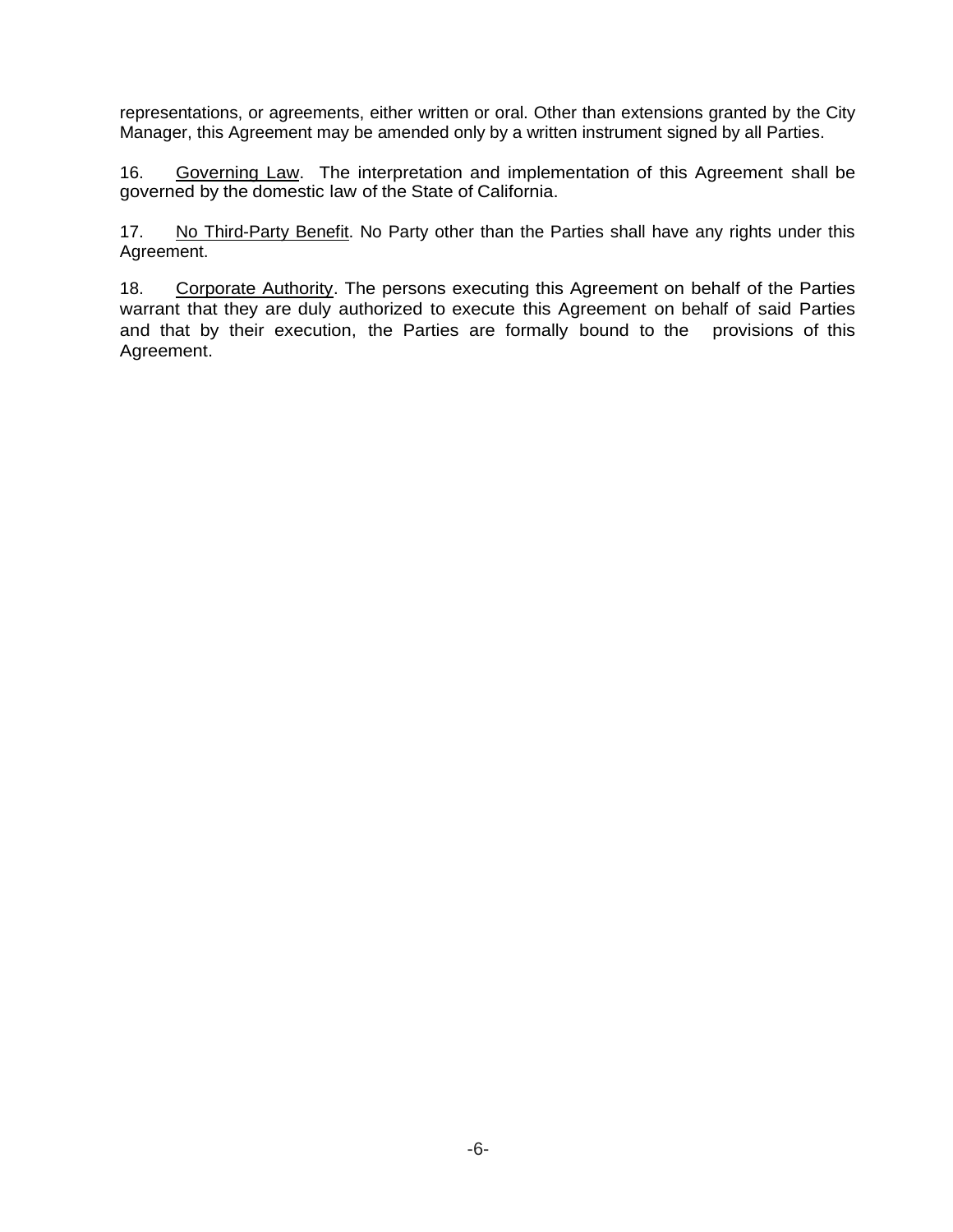representations, or agreements, either written or oral. Other than extensions granted by the City Manager, this Agreement may be amended only by a written instrument signed by all Parties.

16. Governing Law. The interpretation and implementation of this Agreement shall be governed by the domestic law of the State of California.

17. No Third-Party Benefit. No Party other than the Parties shall have any rights under this Agreement.

18. Corporate Authority. The persons executing this Agreement on behalf of the Parties warrant that they are duly authorized to execute this Agreement on behalf of said Parties and that by their execution, the Parties are formally bound to the provisions of this Agreement.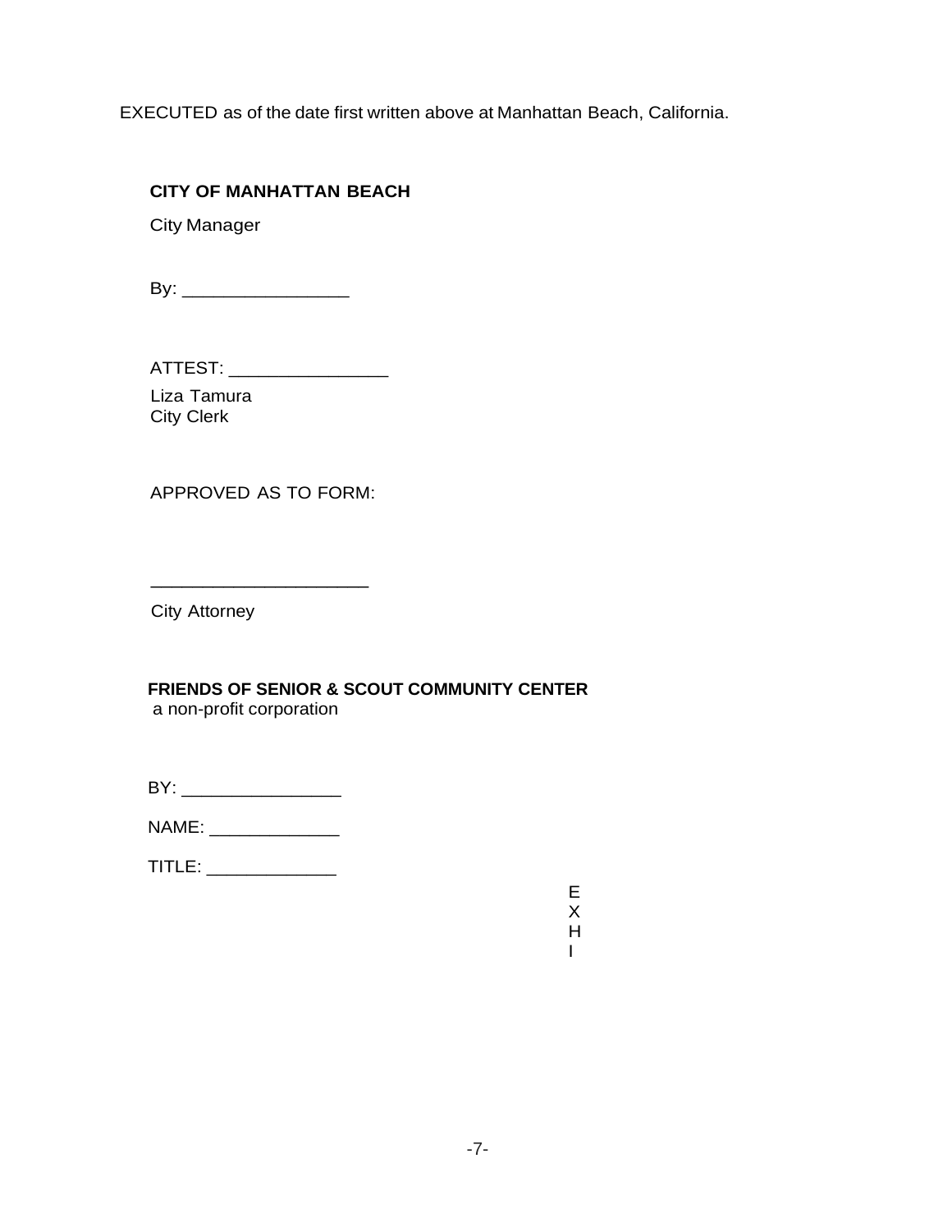EXECUTED as of the date first written above at Manhattan Beach, California.

**CITY OF MANHATTAN BEACH**

City Manager

By: ________________

ATTEST: _______________

Liza Tamura
City Clerk

APPROVED AS TO FORM:

_____________________

City Attorney

**FRIENDS OF SENIOR & SCOUT COMMUNITY CENTER**
a non-profit corporation

BY: ________________

NAME: _____________

TITLE: _____________

E
X
H
I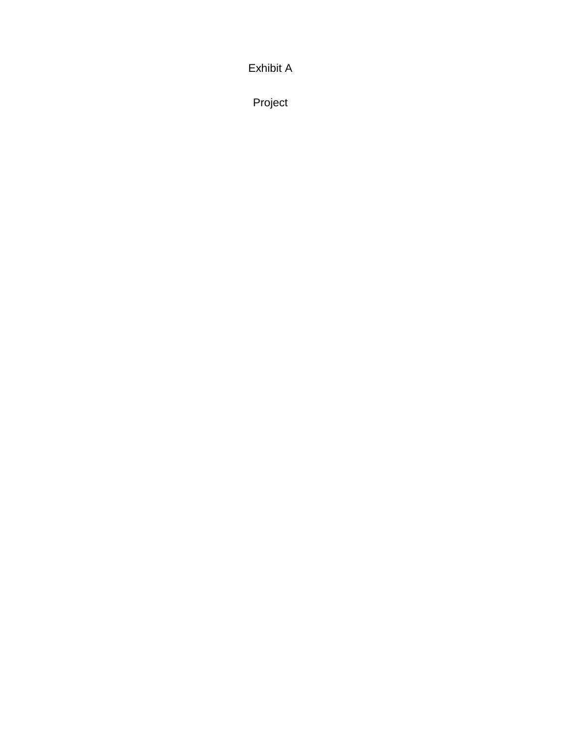# Exhibit A

## Project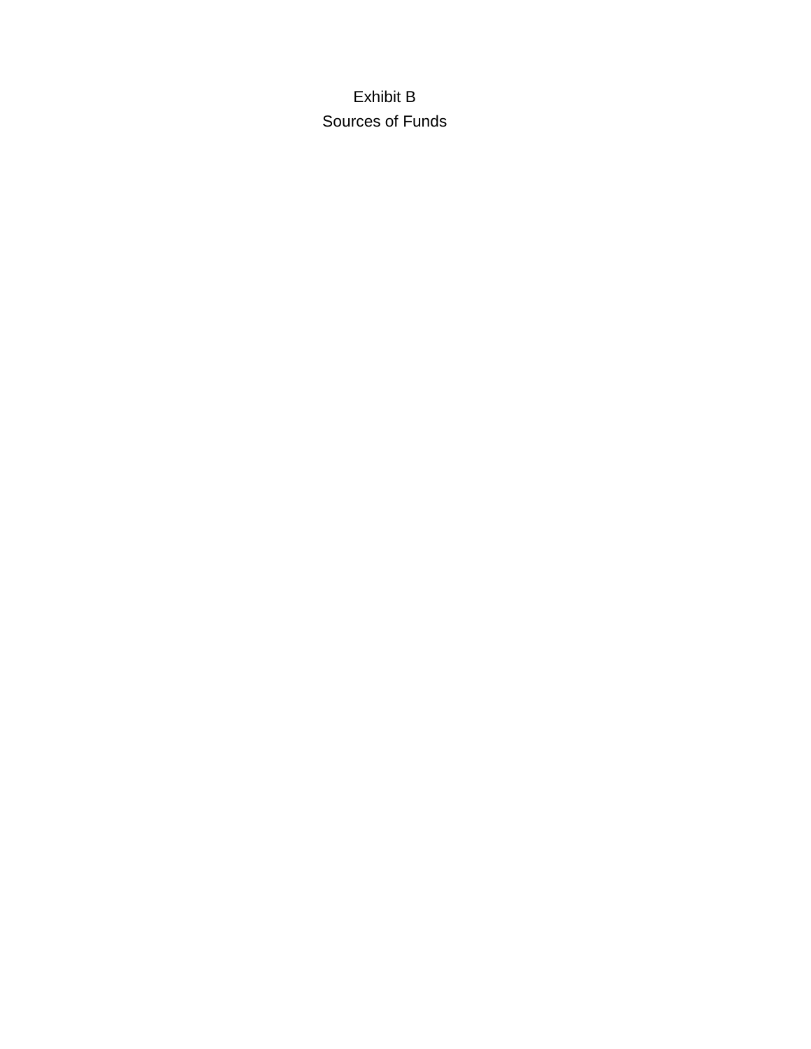# Exhibit B

## Sources of Funds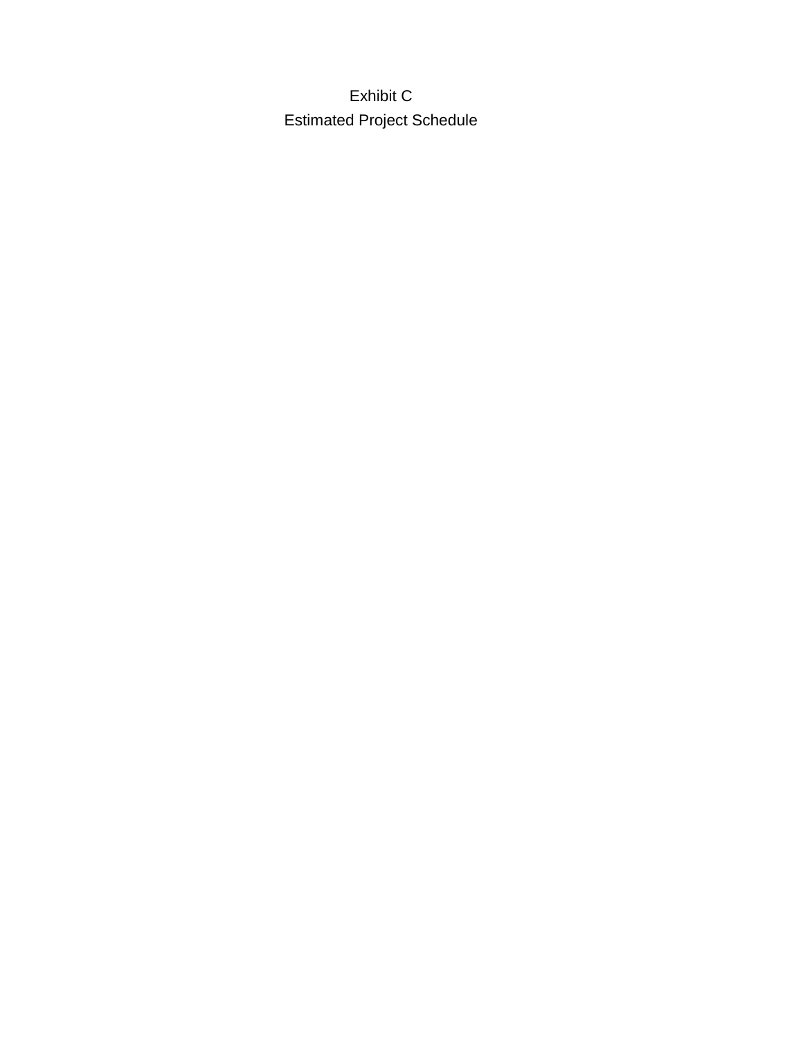# Exhibit C

## Estimated Project Schedule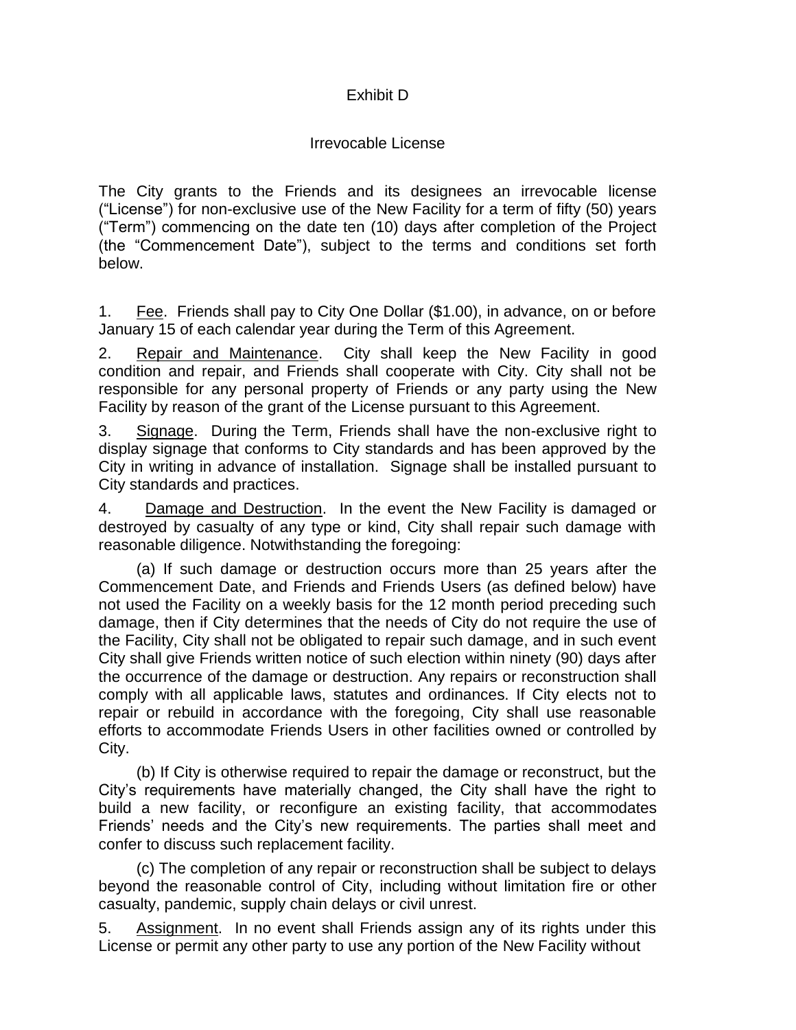# Exhibit D

## Irrevocable License

The City grants to the Friends and its designees an irrevocable license ("License") for non-exclusive use of the New Facility for a term of fifty (50) years ("Term") commencing on the date ten (10) days after completion of the Project (the "Commencement Date"), subject to the terms and conditions set forth below.

1. Fee. Friends shall pay to City One Dollar ($1.00), in advance, on or before January 15 of each calendar year during the Term of this Agreement.

2. Repair and Maintenance. City shall keep the New Facility in good condition and repair, and Friends shall cooperate with City. City shall not be responsible for any personal property of Friends or any party using the New Facility by reason of the grant of the License pursuant to this Agreement.

3. Signage. During the Term, Friends shall have the non-exclusive right to display signage that conforms to City standards and has been approved by the City in writing in advance of installation. Signage shall be installed pursuant to City standards and practices.

4. Damage and Destruction. In the event the New Facility is damaged or destroyed by casualty of any type or kind, City shall repair such damage with reasonable diligence. Notwithstanding the foregoing:

(a) If such damage or destruction occurs more than 25 years after the Commencement Date, and Friends and Friends Users (as defined below) have not used the Facility on a weekly basis for the 12 month period preceding such damage, then if City determines that the needs of City do not require the use of the Facility, City shall not be obligated to repair such damage, and in such event City shall give Friends written notice of such election within ninety (90) days after the occurrence of the damage or destruction. Any repairs or reconstruction shall comply with all applicable laws, statutes and ordinances. If City elects not to repair or rebuild in accordance with the foregoing, City shall use reasonable efforts to accommodate Friends Users in other facilities owned or controlled by City.

(b) If City is otherwise required to repair the damage or reconstruct, but the City's requirements have materially changed, the City shall have the right to build a new facility, or reconfigure an existing facility, that accommodates Friends' needs and the City's new requirements. The parties shall meet and confer to discuss such replacement facility.

(c) The completion of any repair or reconstruction shall be subject to delays beyond the reasonable control of City, including without limitation fire or other casualty, pandemic, supply chain delays or civil unrest.

5. Assignment. In no event shall Friends assign any of its rights under this License or permit any other party to use any portion of the New Facility without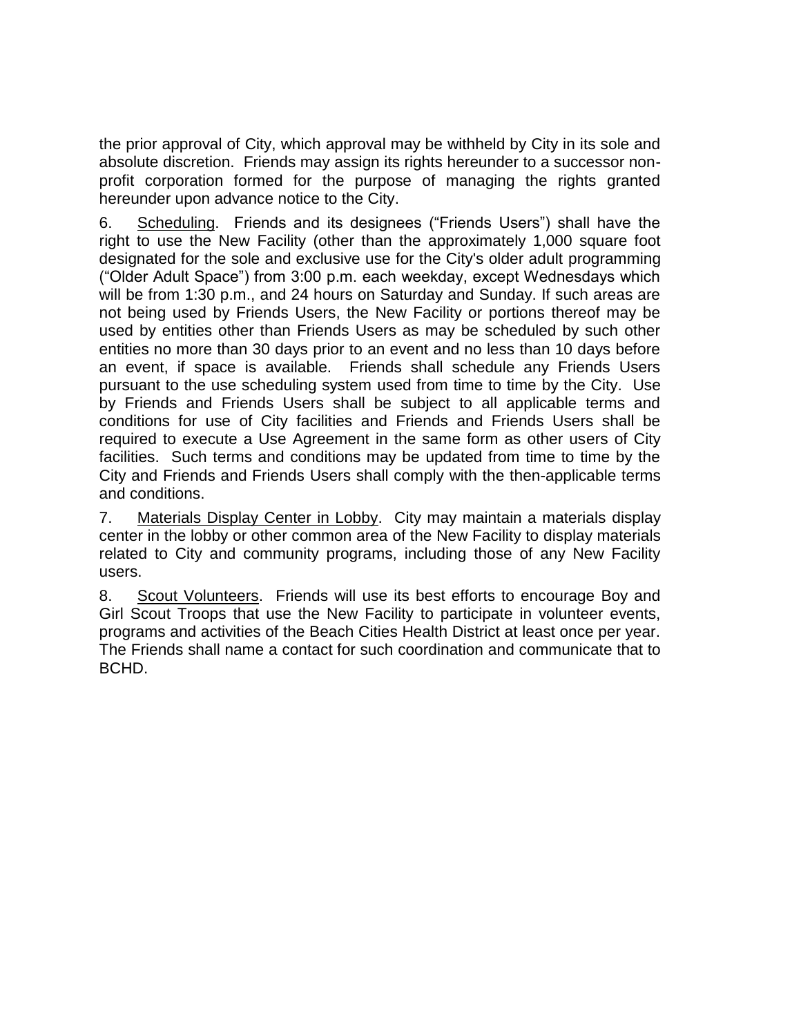the prior approval of City, which approval may be withheld by City in its sole and absolute discretion. Friends may assign its rights hereunder to a successor non-profit corporation formed for the purpose of managing the rights granted hereunder upon advance notice to the City.

6. Scheduling. Friends and its designees ("Friends Users") shall have the right to use the New Facility (other than the approximately 1,000 square foot designated for the sole and exclusive use for the City's older adult programming ("Older Adult Space") from 3:00 p.m. each weekday, except Wednesdays which will be from 1:30 p.m., and 24 hours on Saturday and Sunday. If such areas are not being used by Friends Users, the New Facility or portions thereof may be used by entities other than Friends Users as may be scheduled by such other entities no more than 30 days prior to an event and no less than 10 days before an event, if space is available. Friends shall schedule any Friends Users pursuant to the use scheduling system used from time to time by the City. Use by Friends and Friends Users shall be subject to all applicable terms and conditions for use of City facilities and Friends and Friends Users shall be required to execute a Use Agreement in the same form as other users of City facilities. Such terms and conditions may be updated from time to time by the City and Friends and Friends Users shall comply with the then-applicable terms and conditions.

7. Materials Display Center in Lobby. City may maintain a materials display center in the lobby or other common area of the New Facility to display materials related to City and community programs, including those of any New Facility users.

8. Scout Volunteers. Friends will use its best efforts to encourage Boy and Girl Scout Troops that use the New Facility to participate in volunteer events, programs and activities of the Beach Cities Health District at least once per year. The Friends shall name a contact for such coordination and communicate that to BCHD.